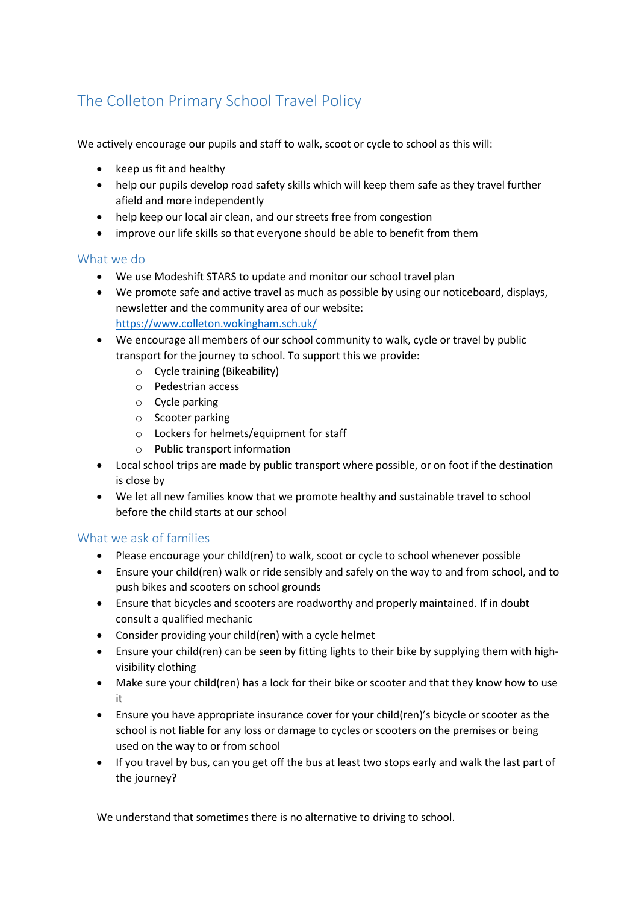# The Colleton Primary School Travel Policy

We actively encourage our pupils and staff to walk, scoot or cycle to school as this will:

- keep us fit and healthy
- help our pupils develop road safety skills which will keep them safe as they travel further afield and more independently
- help keep our local air clean, and our streets free from congestion
- improve our life skills so that everyone should be able to benefit from them

## What we do

- We use Modeshift STARS to update and monitor our school travel plan
- We promote safe and active travel as much as possible by using our noticeboard, displays, newsletter and the community area of our website: [https://www.colleton.wokingham.sch.uk/](https://www.colleton.wokingham.sch.uk/)
- We encourage all members of our school community to walk, cycle or travel by public transport for the journey to school. To support this we provide:
  - Cycle training (Bikeability)
  - Pedestrian access
  - Cycle parking
  - Scooter parking
  - Lockers for helmets/equipment for staff
  - Public transport information
- Local school trips are made by public transport where possible, or on foot if the destination is close by
- We let all new families know that we promote healthy and sustainable travel to school before the child starts at our school

## What we ask of families

- Please encourage your child(ren) to walk, scoot or cycle to school whenever possible
- Ensure your child(ren) walk or ride sensibly and safely on the way to and from school, and to push bikes and scooters on school grounds
- Ensure that bicycles and scooters are roadworthy and properly maintained. If in doubt consult a qualified mechanic
- Consider providing your child(ren) with a cycle helmet
- Ensure your child(ren) can be seen by fitting lights to their bike by supplying them with high-visibility clothing
- Make sure your child(ren) has a lock for their bike or scooter and that they know how to use it
- Ensure you have appropriate insurance cover for your child(ren)'s bicycle or scooter as the school is not liable for any loss or damage to cycles or scooters on the premises or being used on the way to or from school
- If you travel by bus, can you get off the bus at least two stops early and walk the last part of the journey?

We understand that sometimes there is no alternative to driving to school.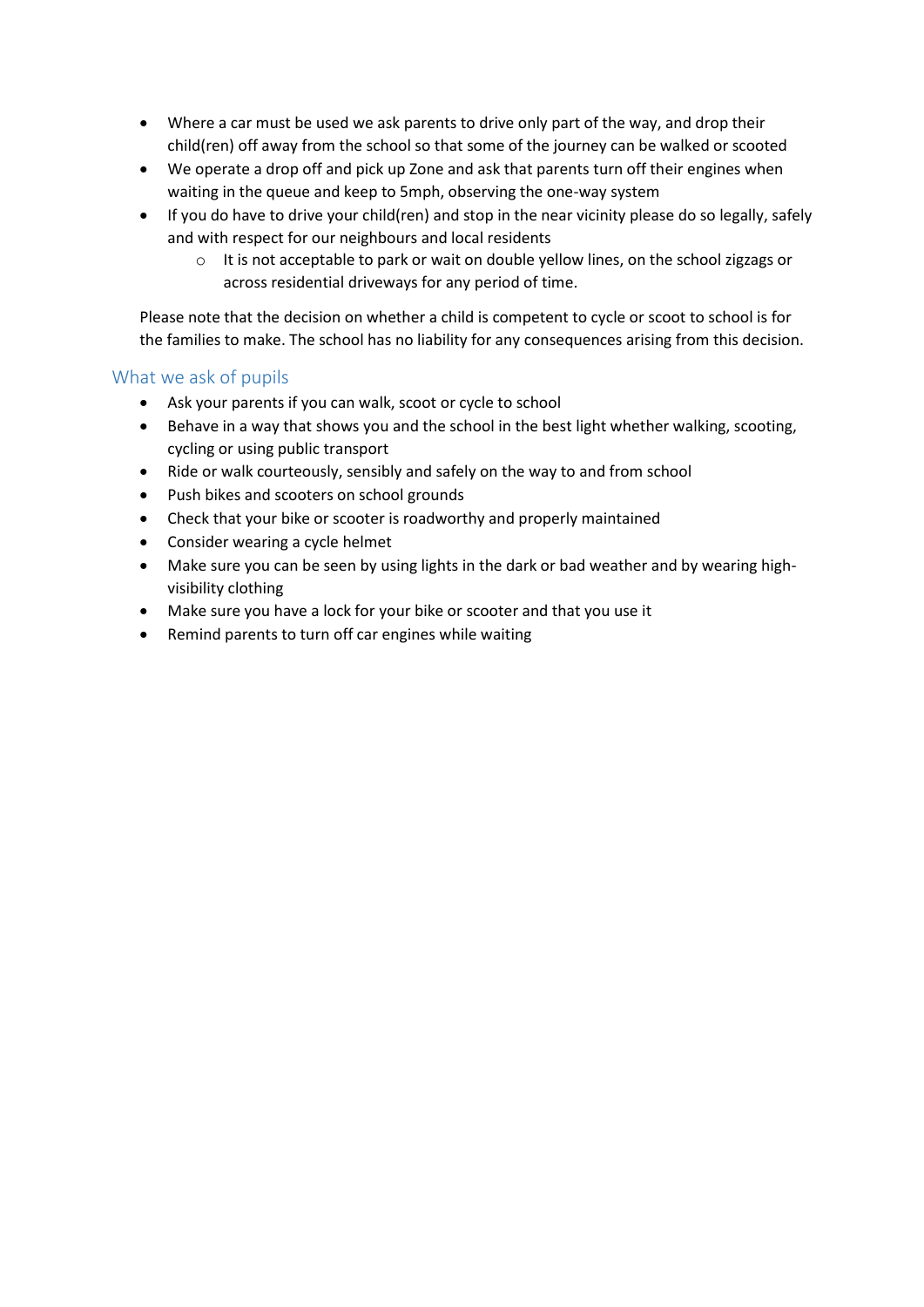- Where a car must be used we ask parents to drive only part of the way, and drop their child(ren) off away from the school so that some of the journey can be walked or scooted
- We operate a drop off and pick up Zone and ask that parents turn off their engines when waiting in the queue and keep to 5mph, observing the one-way system
- If you do have to drive your child(ren) and stop in the near vicinity please do so legally, safely and with respect for our neighbours and local residents
    - It is not acceptable to park or wait on double yellow lines, on the school zigzags or across residential driveways for any period of time.

Please note that the decision on whether a child is competent to cycle or scoot to school is for the families to make. The school has no liability for any consequences arising from this decision.

## What we ask of pupils

- Ask your parents if you can walk, scoot or cycle to school
- Behave in a way that shows you and the school in the best light whether walking, scooting, cycling or using public transport
- Ride or walk courteously, sensibly and safely on the way to and from school
- Push bikes and scooters on school grounds
- Check that your bike or scooter is roadworthy and properly maintained
- Consider wearing a cycle helmet
- Make sure you can be seen by using lights in the dark or bad weather and by wearing high-visibility clothing
- Make sure you have a lock for your bike or scooter and that you use it
- Remind parents to turn off car engines while waiting